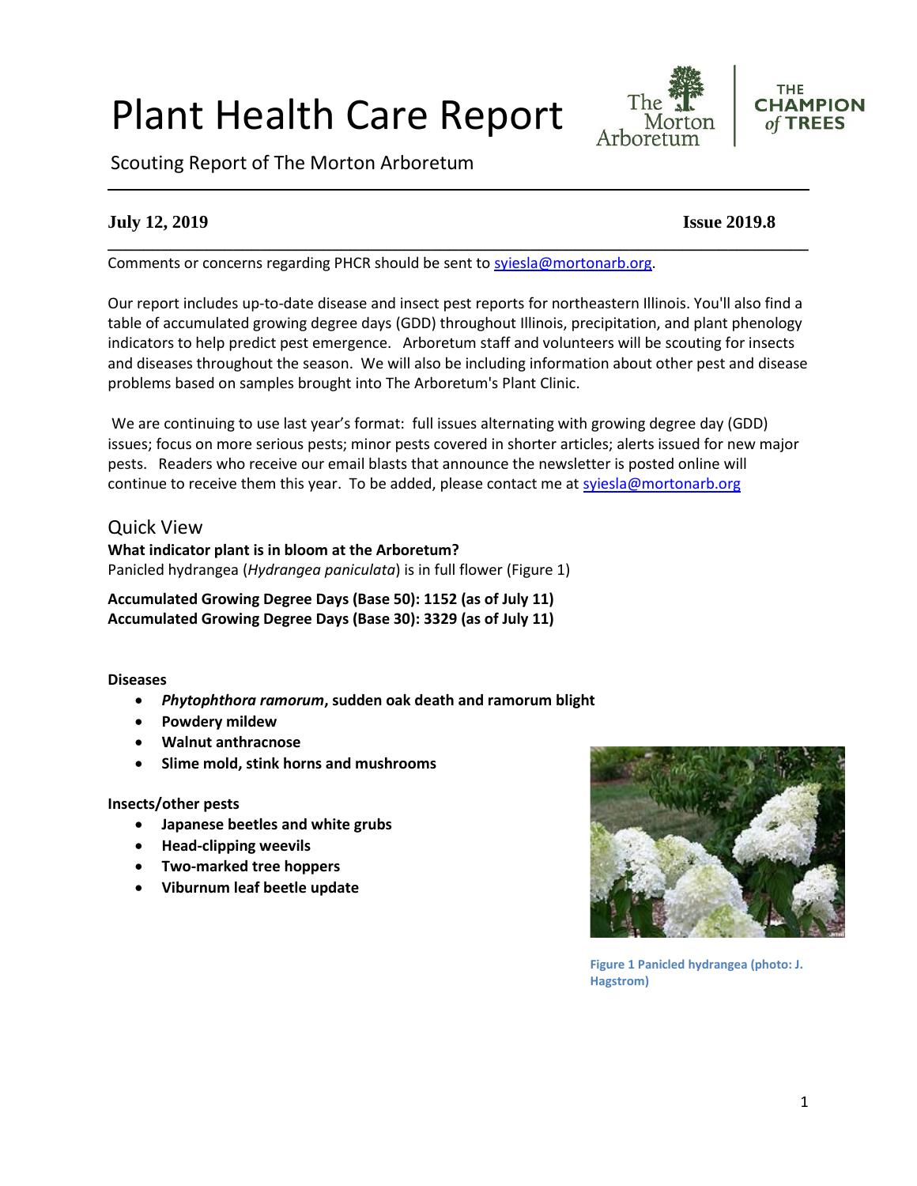# Plant Health Care Report

Scouting Report of The Morton Arboretum

**July 12, 2019** **Issue 2019.8**

Comments or concerns regarding PHCR should be sent to syiesla@mortonarb.org.

Our report includes up-to-date disease and insect pest reports for northeastern Illinois. You'll also find a table of accumulated growing degree days (GDD) throughout Illinois, precipitation, and plant phenology indicators to help predict pest emergence. Arboretum staff and volunteers will be scouting for insects and diseases throughout the season. We will also be including information about other pest and disease problems based on samples brought into The Arboretum's Plant Clinic.

We are continuing to use last year's format: full issues alternating with growing degree day (GDD) issues; focus on more serious pests; minor pests covered in shorter articles; alerts issued for new major pests. Readers who receive our email blasts that announce the newsletter is posted online will continue to receive them this year. To be added, please contact me at syiesla@mortonarb.org

## Quick View

**What indicator plant is in bloom at the Arboretum?**
Panicled hydrangea (*Hydrangea paniculata*) is in full flower (Figure 1)

**Accumulated Growing Degree Days (Base 50): 1152 (as of July 11)**
**Accumulated Growing Degree Days (Base 30): 3329 (as of July 11)**

**Diseases**

- ***Phytophthora ramorum*, sudden oak death and ramorum blight**
- **Powdery mildew**
- **Walnut anthracnose**
- **Slime mold, stink horns and mushrooms**

**Insects/other pests**

- **Japanese beetles and white grubs**
- **Head-clipping weevils**
- **Two-marked tree hoppers**
- **Viburnum leaf beetle update**

Figure 1 Panicled hydrangea (photo: J. Hagstrom)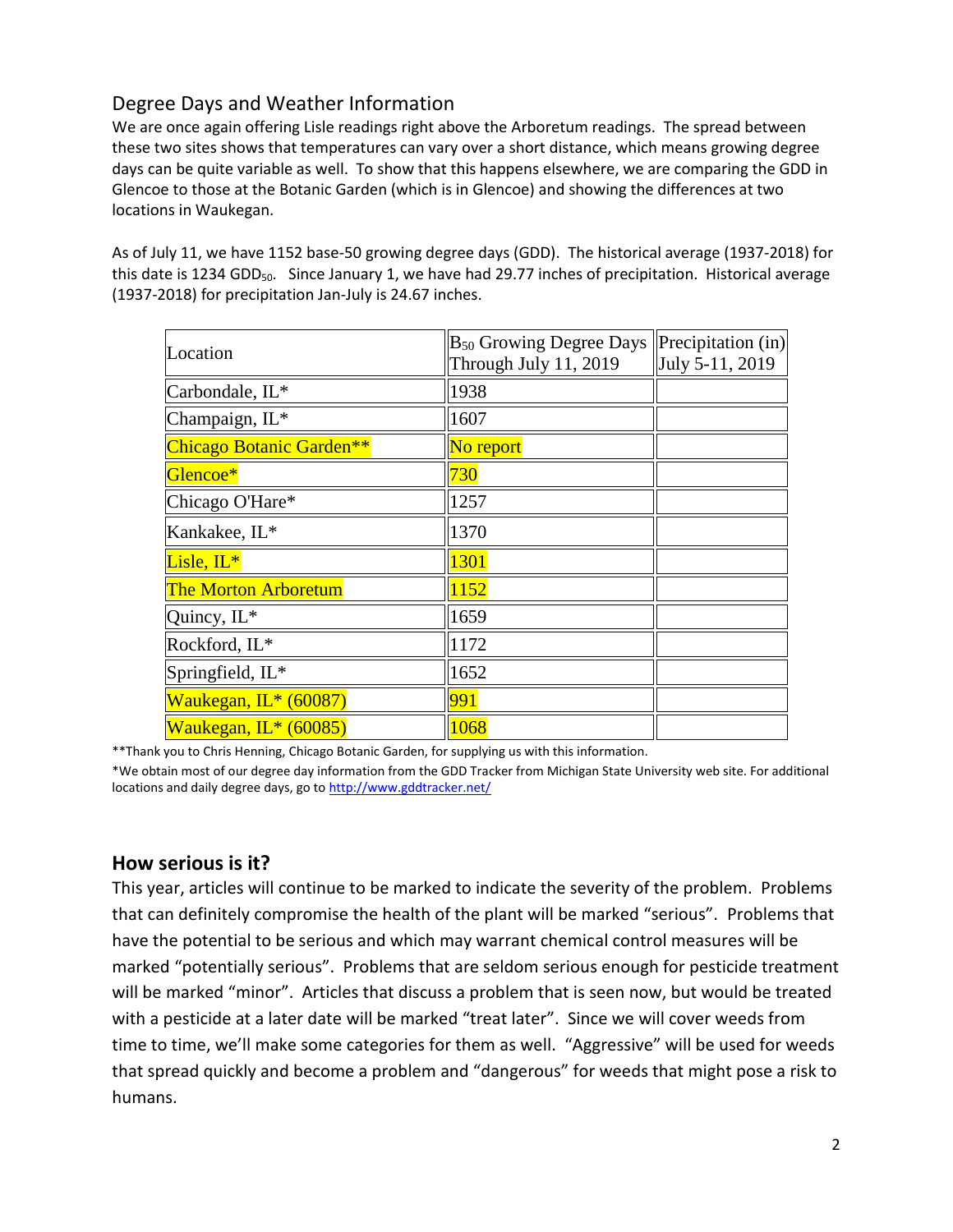## Degree Days and Weather Information

We are once again offering Lisle readings right above the Arboretum readings. The spread between these two sites shows that temperatures can vary over a short distance, which means growing degree days can be quite variable as well. To show that this happens elsewhere, we are comparing the GDD in Glencoe to those at the Botanic Garden (which is in Glencoe) and showing the differences at two locations in Waukegan.

As of July 11, we have 1152 base-50 growing degree days (GDD). The historical average (1937-2018) for this date is 1234 $GDD_{50}$. Since January 1, we have had 29.77 inches of precipitation. Historical average (1937-2018) for precipitation Jan-July is 24.67 inches.

| Location | $B_{50}$ Growing Degree Days Through July 11, 2019 | Precipitation (in) July 5-11, 2019 |
|---|---|---|
| Carbondale, IL* | 1938 | |
| Champaign, IL* | 1607 | |
| Chicago Botanic Garden** | No report | |
| Glencoe* | 730 | |
| Chicago O'Hare* | 1257 | |
| Kankakee, IL* | 1370 | |
| Lisle, IL* | 1301 | |
| The Morton Arboretum | 1152 | |
| Quincy, IL* | 1659 | |
| Rockford, IL* | 1172 | |
| Springfield, IL* | 1652 | |
| Waukegan, IL* (60087) | 991 | |
| Waukegan, IL* (60085) | 1068 | |

**Thank you to Chris Henning, Chicago Botanic Garden, for supplying us with this information.

*We obtain most of our degree day information from the GDD Tracker from Michigan State University web site. For additional locations and daily degree days, go to http://www.gddtracker.net/

## How serious is it?

This year, articles will continue to be marked to indicate the severity of the problem. Problems that can definitely compromise the health of the plant will be marked "serious". Problems that have the potential to be serious and which may warrant chemical control measures will be marked "potentially serious". Problems that are seldom serious enough for pesticide treatment will be marked "minor". Articles that discuss a problem that is seen now, but would be treated with a pesticide at a later date will be marked "treat later". Since we will cover weeds from time to time, we'll make some categories for them as well. "Aggressive" will be used for weeds that spread quickly and become a problem and "dangerous" for weeds that might pose a risk to humans.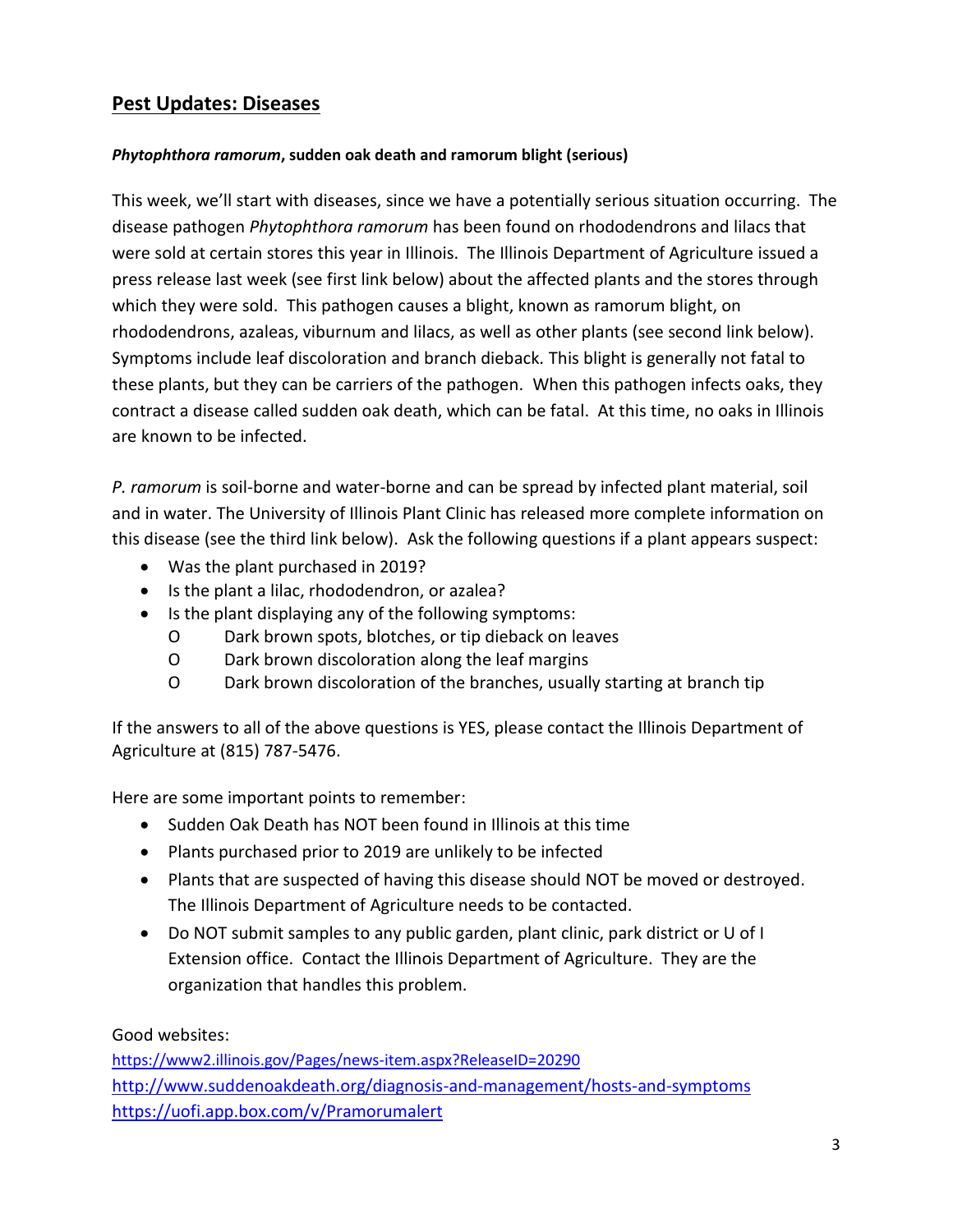## Pest Updates: Diseases

***Phytophthora ramorum*, sudden oak death and ramorum blight (serious)**

This week, we'll start with diseases, since we have a potentially serious situation occurring. The disease pathogen *Phytophthora ramorum* has been found on rhododendrons and lilacs that were sold at certain stores this year in Illinois. The Illinois Department of Agriculture issued a press release last week (see first link below) about the affected plants and the stores through which they were sold. This pathogen causes a blight, known as ramorum blight, on rhododendrons, azaleas, viburnum and lilacs, as well as other plants (see second link below). Symptoms include leaf discoloration and branch dieback. This blight is generally not fatal to these plants, but they can be carriers of the pathogen. When this pathogen infects oaks, they contract a disease called sudden oak death, which can be fatal. At this time, no oaks in Illinois are known to be infected.

*P. ramorum* is soil-borne and water-borne and can be spread by infected plant material, soil and in water. The University of Illinois Plant Clinic has released more complete information on this disease (see the third link below). Ask the following questions if a plant appears suspect:

- Was the plant purchased in 2019?
- Is the plant a lilac, rhododendron, or azalea?
- Is the plant displaying any of the following symptoms:
  - Dark brown spots, blotches, or tip dieback on leaves
  - Dark brown discoloration along the leaf margins
  - Dark brown discoloration of the branches, usually starting at branch tip

If the answers to all of the above questions is YES, please contact the Illinois Department of Agriculture at (815) 787-5476.

Here are some important points to remember:

- Sudden Oak Death has NOT been found in Illinois at this time
- Plants purchased prior to 2019 are unlikely to be infected
- Plants that are suspected of having this disease should NOT be moved or destroyed. The Illinois Department of Agriculture needs to be contacted.
- Do NOT submit samples to any public garden, plant clinic, park district or U of I Extension office. Contact the Illinois Department of Agriculture. They are the organization that handles this problem.

Good websites:
https://www2.illinois.gov/Pages/news-item.aspx?ReleaseID=20290
http://www.suddenoakdeath.org/diagnosis-and-management/hosts-and-symptoms
https://uofi.app.box.com/v/Pramorumalert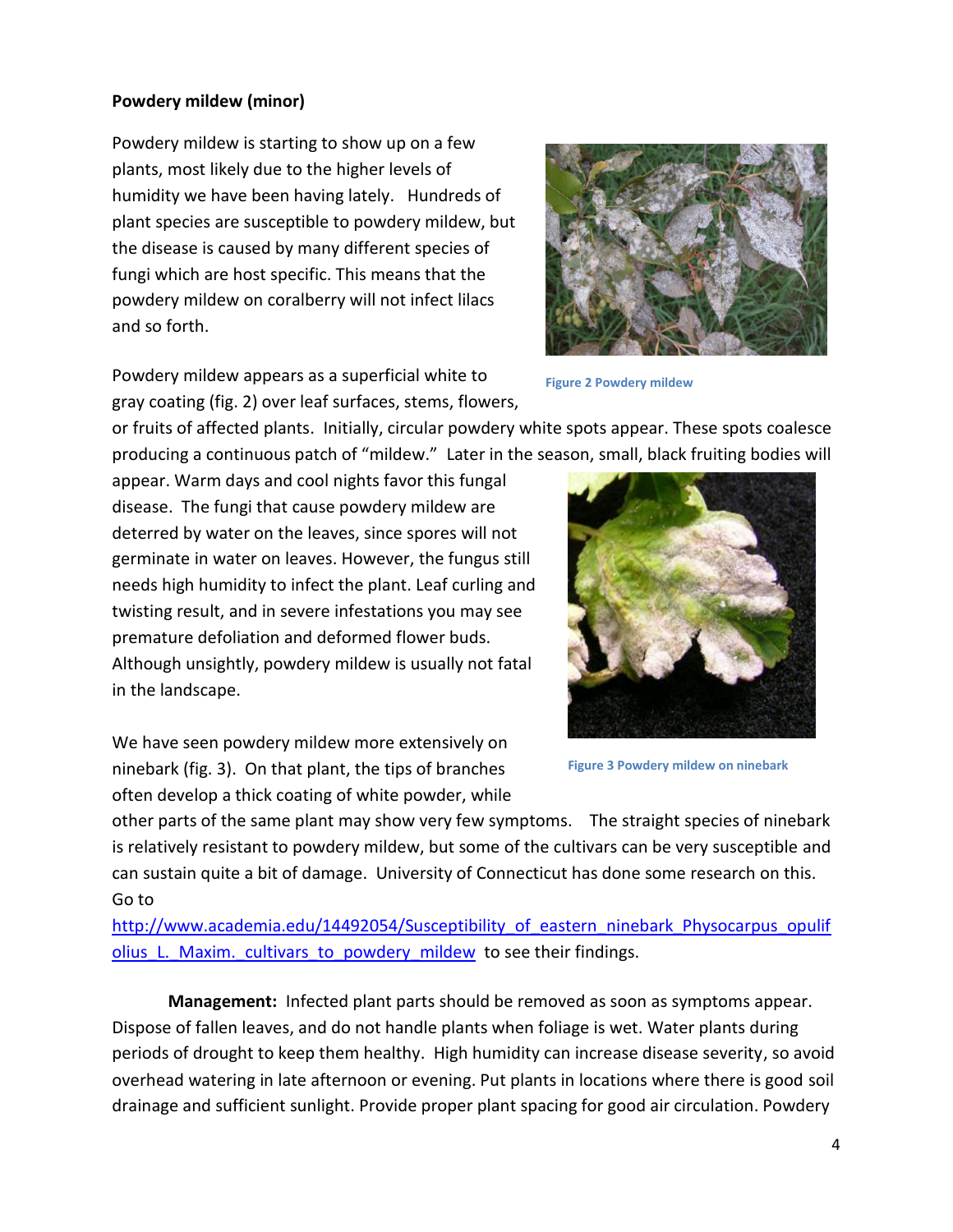**Powdery mildew (minor)**

Powdery mildew is starting to show up on a few plants, most likely due to the higher levels of humidity we have been having lately. Hundreds of plant species are susceptible to powdery mildew, but the disease is caused by many different species of fungi which are host specific. This means that the powdery mildew on coralberry will not infect lilacs and so forth.

Figure 2 Powdery mildew

Powdery mildew appears as a superficial white to gray coating (fig. 2) over leaf surfaces, stems, flowers, or fruits of affected plants. Initially, circular powdery white spots appear. These spots coalesce producing a continuous patch of "mildew." Later in the season, small, black fruiting bodies will appear. Warm days and cool nights favor this fungal disease. The fungi that cause powdery mildew are deterred by water on the leaves, since spores will not germinate in water on leaves. However, the fungus still needs high humidity to infect the plant. Leaf curling and twisting result, and in severe infestations you may see premature defoliation and deformed flower buds. Although unsightly, powdery mildew is usually not fatal in the landscape.

Figure 3 Powdery mildew on ninebark

We have seen powdery mildew more extensively on ninebark (fig. 3). On that plant, the tips of branches often develop a thick coating of white powder, while other parts of the same plant may show very few symptoms. The straight species of ninebark is relatively resistant to powdery mildew, but some of the cultivars can be very susceptible and can sustain quite a bit of damage. University of Connecticut has done some research on this. Go to [http://www.academia.edu/14492054/Susceptibility_of_eastern_ninebark_Physocarpus_opulifolius_L._Maxim._cultivars_to_powdery_mildew](http://www.academia.edu/14492054/Susceptibility_of_eastern_ninebark_Physocarpus_opulifolius_L._Maxim._cultivars_to_powdery_mildew) to see their findings.

**Management:** Infected plant parts should be removed as soon as symptoms appear. Dispose of fallen leaves, and do not handle plants when foliage is wet. Water plants during periods of drought to keep them healthy. High humidity can increase disease severity, so avoid overhead watering in late afternoon or evening. Put plants in locations where there is good soil drainage and sufficient sunlight. Provide proper plant spacing for good air circulation. Powdery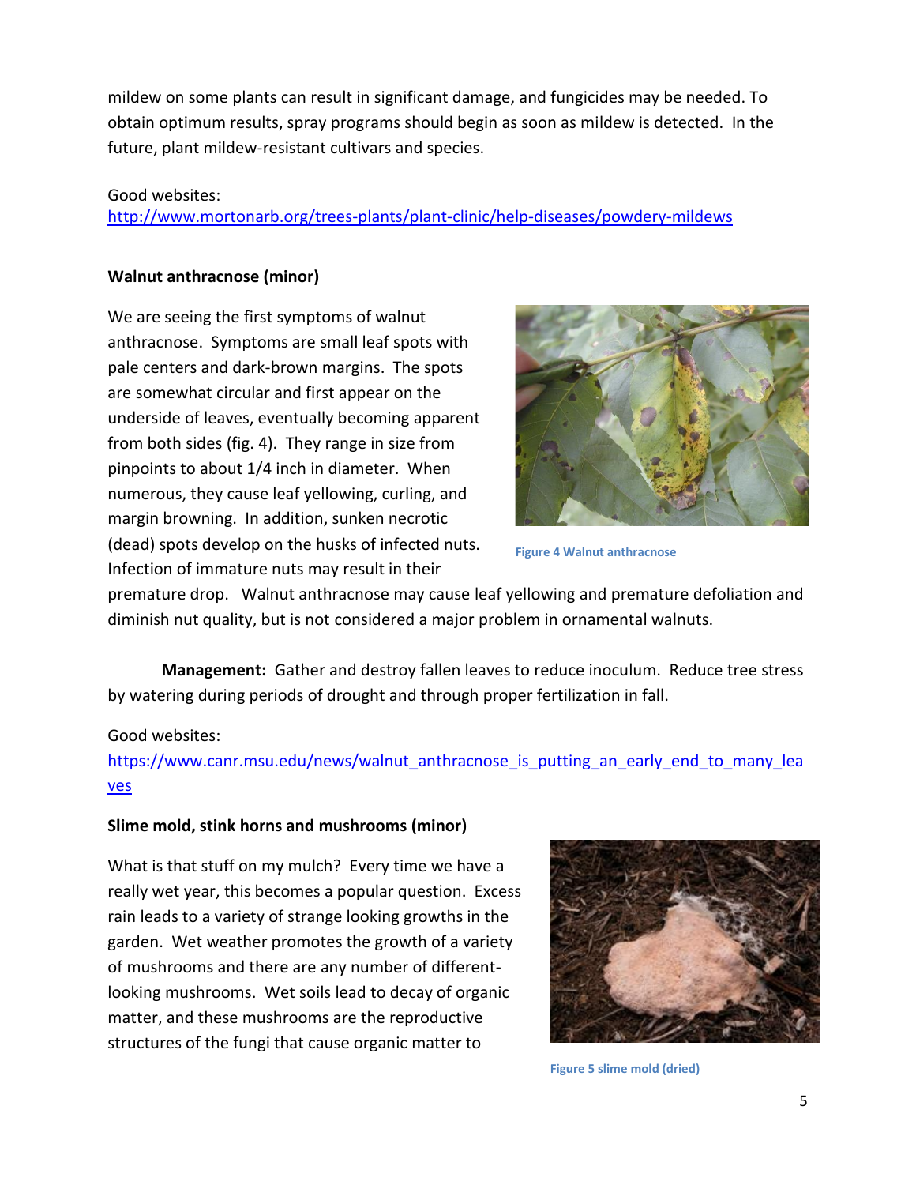mildew on some plants can result in significant damage, and fungicides may be needed. To obtain optimum results, spray programs should begin as soon as mildew is detected. In the future, plant mildew-resistant cultivars and species.

Good websites:
http://www.mortonarb.org/trees-plants/plant-clinic/help-diseases/powdery-mildews

**Walnut anthracnose (minor)**

We are seeing the first symptoms of walnut anthracnose. Symptoms are small leaf spots with pale centers and dark-brown margins. The spots are somewhat circular and first appear on the underside of leaves, eventually becoming apparent from both sides (fig. 4). They range in size from pinpoints to about 1/4 inch in diameter. When numerous, they cause leaf yellowing, curling, and margin browning. In addition, sunken necrotic (dead) spots develop on the husks of infected nuts. Infection of immature nuts may result in their premature drop. Walnut anthracnose may cause leaf yellowing and premature defoliation and diminish nut quality, but is not considered a major problem in ornamental walnuts.

Figure 4 Walnut anthracnose

**Management:** Gather and destroy fallen leaves to reduce inoculum. Reduce tree stress by watering during periods of drought and through proper fertilization in fall.

Good websites:
https://www.canr.msu.edu/news/walnut_anthracnose_is_putting_an_early_end_to_many_leaves

**Slime mold, stink horns and mushrooms (minor)**

What is that stuff on my mulch? Every time we have a really wet year, this becomes a popular question. Excess rain leads to a variety of strange looking growths in the garden. Wet weather promotes the growth of a variety of mushrooms and there are any number of different-looking mushrooms. Wet soils lead to decay of organic matter, and these mushrooms are the reproductive structures of the fungi that cause organic matter to

Figure 5 slime mold (dried)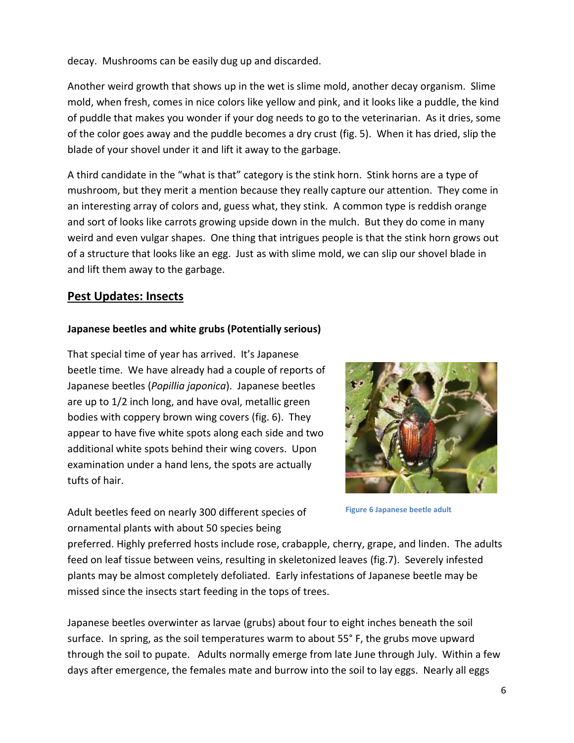decay. Mushrooms can be easily dug up and discarded.

Another weird growth that shows up in the wet is slime mold, another decay organism. Slime mold, when fresh, comes in nice colors like yellow and pink, and it looks like a puddle, the kind of puddle that makes you wonder if your dog needs to go to the veterinarian. As it dries, some of the color goes away and the puddle becomes a dry crust (fig. 5). When it has dried, slip the blade of your shovel under it and lift it away to the garbage.

A third candidate in the "what is that" category is the stink horn. Stink horns are a type of mushroom, but they merit a mention because they really capture our attention. They come in an interesting array of colors and, guess what, they stink. A common type is reddish orange and sort of looks like carrots growing upside down in the mulch. But they do come in many weird and even vulgar shapes. One thing that intrigues people is that the stink horn grows out of a structure that looks like an egg. Just as with slime mold, we can slip our shovel blade in and lift them away to the garbage.

## Pest Updates: Insects

### Japanese beetles and white grubs (Potentially serious)

That special time of year has arrived. It's Japanese beetle time. We have already had a couple of reports of Japanese beetles (*Popillia japonica*). Japanese beetles are up to 1/2 inch long, and have oval, metallic green bodies with coppery brown wing covers (fig. 6). They appear to have five white spots along each side and two additional white spots behind their wing covers. Upon examination under a hand lens, the spots are actually tufts of hair.

Figure 6 Japanese beetle adult

Adult beetles feed on nearly 300 different species of ornamental plants with about 50 species being preferred. Highly preferred hosts include rose, crabapple, cherry, grape, and linden. The adults feed on leaf tissue between veins, resulting in skeletonized leaves (fig.7). Severely infested plants may be almost completely defoliated. Early infestations of Japanese beetle may be missed since the insects start feeding in the tops of trees.

Japanese beetles overwinter as larvae (grubs) about four to eight inches beneath the soil surface. In spring, as the soil temperatures warm to about 55° F, the grubs move upward through the soil to pupate. Adults normally emerge from late June through July. Within a few days after emergence, the females mate and burrow into the soil to lay eggs. Nearly all eggs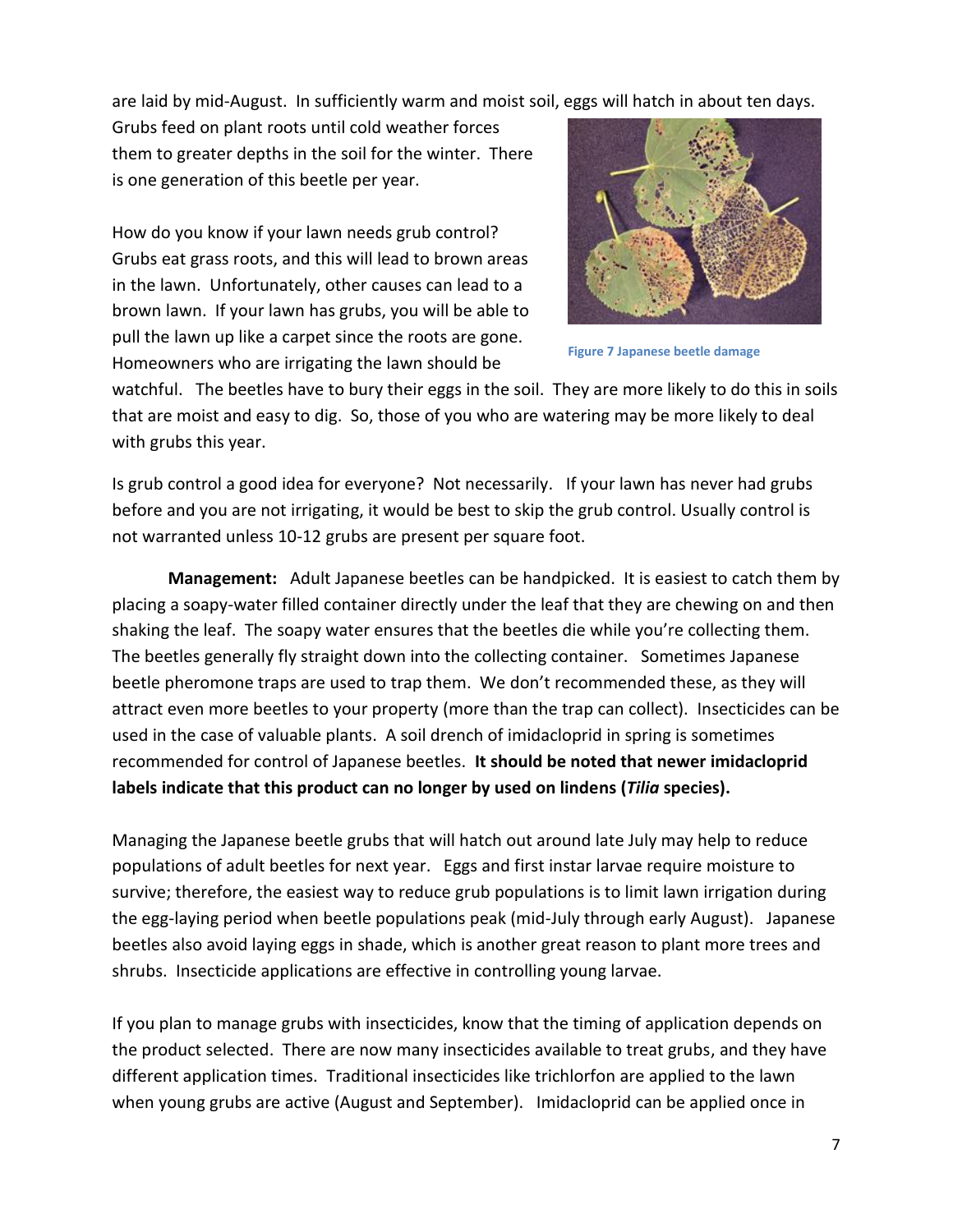are laid by mid-August. In sufficiently warm and moist soil, eggs will hatch in about ten days. Grubs feed on plant roots until cold weather forces them to greater depths in the soil for the winter. There is one generation of this beetle per year.

How do you know if your lawn needs grub control? Grubs eat grass roots, and this will lead to brown areas in the lawn. Unfortunately, other causes can lead to a brown lawn. If your lawn has grubs, you will be able to pull the lawn up like a carpet since the roots are gone. Homeowners who are irrigating the lawn should be watchful. The beetles have to bury their eggs in the soil. They are more likely to do this in soils that are moist and easy to dig. So, those of you who are watering may be more likely to deal with grubs this year.

**Figure 7 Japanese beetle damage**

Is grub control a good idea for everyone? Not necessarily. If your lawn has never had grubs before and you are not irrigating, it would be best to skip the grub control. Usually control is not warranted unless 10-12 grubs are present per square foot.

**Management:** Adult Japanese beetles can be handpicked. It is easiest to catch them by placing a soapy-water filled container directly under the leaf that they are chewing on and then shaking the leaf. The soapy water ensures that the beetles die while you're collecting them. The beetles generally fly straight down into the collecting container. Sometimes Japanese beetle pheromone traps are used to trap them. We don't recommended these, as they will attract even more beetles to your property (more than the trap can collect). Insecticides can be used in the case of valuable plants. A soil drench of imidacloprid in spring is sometimes recommended for control of Japanese beetles. **It should be noted that newer imidacloprid labels indicate that this product can no longer by used on lindens (*Tilia* species).**

Managing the Japanese beetle grubs that will hatch out around late July may help to reduce populations of adult beetles for next year. Eggs and first instar larvae require moisture to survive; therefore, the easiest way to reduce grub populations is to limit lawn irrigation during the egg-laying period when beetle populations peak (mid-July through early August). Japanese beetles also avoid laying eggs in shade, which is another great reason to plant more trees and shrubs. Insecticide applications are effective in controlling young larvae.

If you plan to manage grubs with insecticides, know that the timing of application depends on the product selected. There are now many insecticides available to treat grubs, and they have different application times. Traditional insecticides like trichlorfon are applied to the lawn when young grubs are active (August and September). Imidacloprid can be applied once in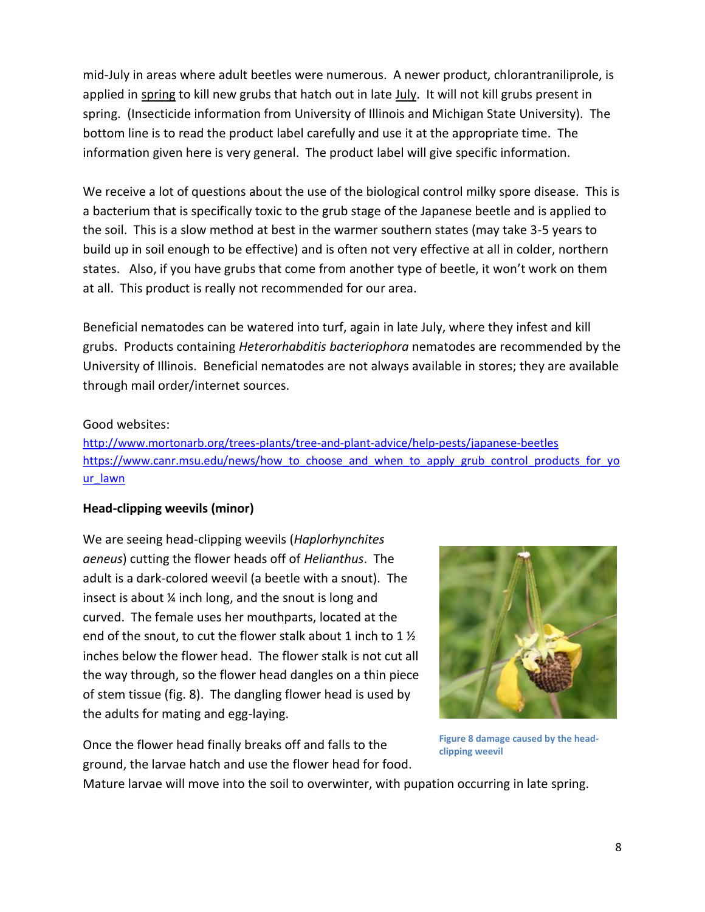mid-July in areas where adult beetles were numerous. A newer product, chlorantraniliprole, is applied in spring to kill new grubs that hatch out in late July. It will not kill grubs present in spring. (Insecticide information from University of Illinois and Michigan State University). The bottom line is to read the product label carefully and use it at the appropriate time. The information given here is very general. The product label will give specific information.

We receive a lot of questions about the use of the biological control milky spore disease. This is a bacterium that is specifically toxic to the grub stage of the Japanese beetle and is applied to the soil. This is a slow method at best in the warmer southern states (may take 3-5 years to build up in soil enough to be effective) and is often not very effective at all in colder, northern states. Also, if you have grubs that come from another type of beetle, it won't work on them at all. This product is really not recommended for our area.

Beneficial nematodes can be watered into turf, again in late July, where they infest and kill grubs. Products containing *Heterorhabditis bacteriophora* nematodes are recommended by the University of Illinois. Beneficial nematodes are not always available in stores; they are available through mail order/internet sources.

Good websites:
http://www.mortonarb.org/trees-plants/tree-and-plant-advice/help-pests/japanese-beetles
https://www.canr.msu.edu/news/how_to_choose_and_when_to_apply_grub_control_products_for_your_lawn

**Head-clipping weevils (minor)**

We are seeing head-clipping weevils (*Haplorhynchites aeneus*) cutting the flower heads off of *Helianthus*. The adult is a dark-colored weevil (a beetle with a snout). The insect is about ¼ inch long, and the snout is long and curved. The female uses her mouthparts, located at the end of the snout, to cut the flower stalk about 1 inch to 1 ½ inches below the flower head. The flower stalk is not cut all the way through, so the flower head dangles on a thin piece of stem tissue (fig. 8). The dangling flower head is used by the adults for mating and egg-laying.

**Figure 8 damage caused by the head-clipping weevil**

Once the flower head finally breaks off and falls to the ground, the larvae hatch and use the flower head for food. Mature larvae will move into the soil to overwinter, with pupation occurring in late spring.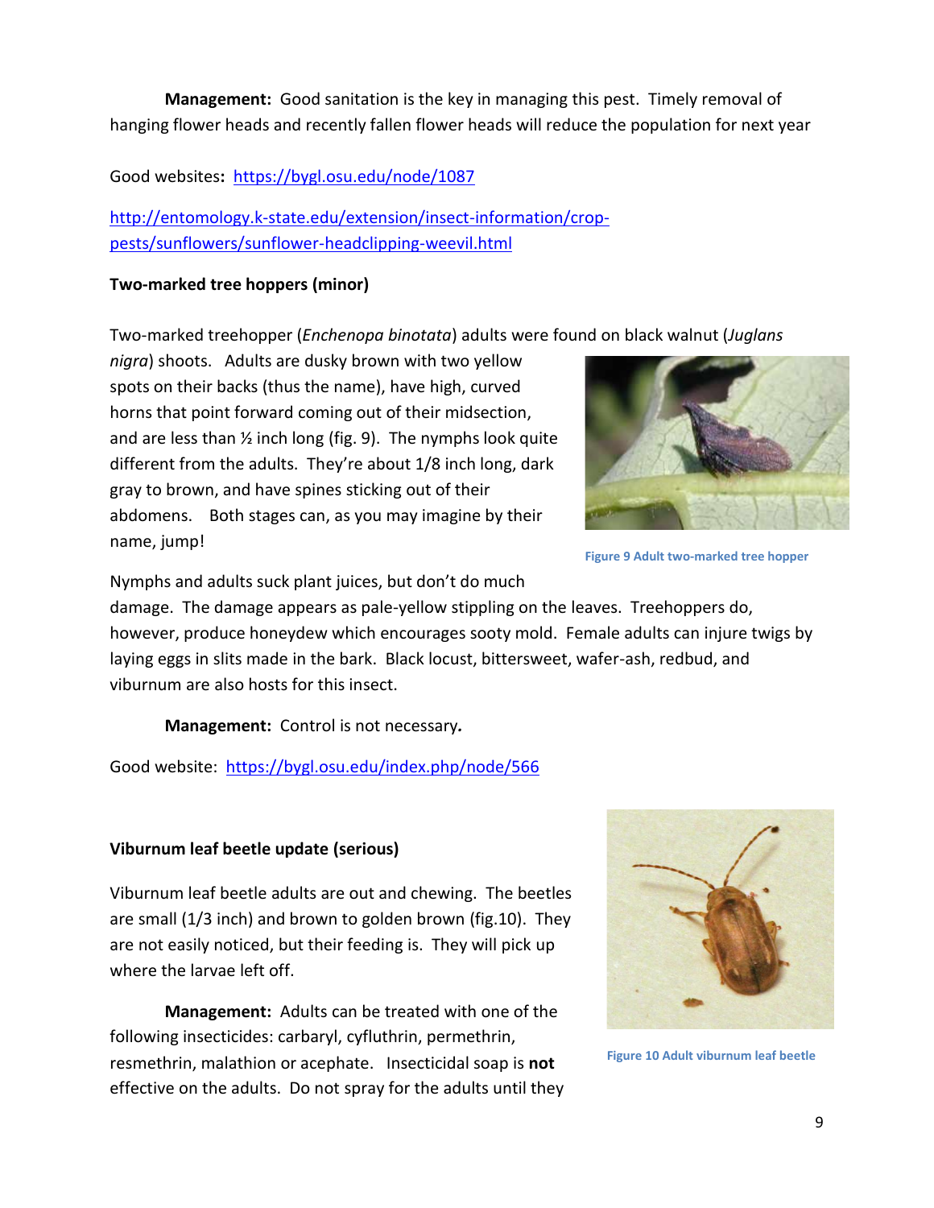**Management:** Good sanitation is the key in managing this pest. Timely removal of hanging flower heads and recently fallen flower heads will reduce the population for next year

Good websites**:** https://bygl.osu.edu/node/1087

http://entomology.k-state.edu/extension/insect-information/crop-pests/sunflowers/sunflower-headclipping-weevil.html

**Two-marked tree hoppers (minor)**

Two-marked treehopper (*Enchenopa binotata*) adults were found on black walnut (*Juglans nigra*) shoots. Adults are dusky brown with two yellow spots on their backs (thus the name), have high, curved horns that point forward coming out of their midsection, and are less than ½ inch long (fig. 9). The nymphs look quite different from the adults. They're about 1/8 inch long, dark gray to brown, and have spines sticking out of their abdomens. Both stages can, as you may imagine by their name, jump!

Figure 9 Adult two-marked tree hopper

Nymphs and adults suck plant juices, but don't do much damage. The damage appears as pale-yellow stippling on the leaves. Treehoppers do, however, produce honeydew which encourages sooty mold. Female adults can injure twigs by laying eggs in slits made in the bark. Black locust, bittersweet, wafer-ash, redbud, and viburnum are also hosts for this insect.

**Management:** Control is not necessary***.***

Good website: https://bygl.osu.edu/index.php/node/566

**Viburnum leaf beetle update (serious)**

Viburnum leaf beetle adults are out and chewing. The beetles are small (1/3 inch) and brown to golden brown (fig.10). They are not easily noticed, but their feeding is. They will pick up where the larvae left off.

Figure 10 Adult viburnum leaf beetle

**Management:** Adults can be treated with one of the following insecticides: carbaryl, cyfluthrin, permethrin, resmethrin, malathion or acephate. Insecticidal soap is **not** effective on the adults. Do not spray for the adults until they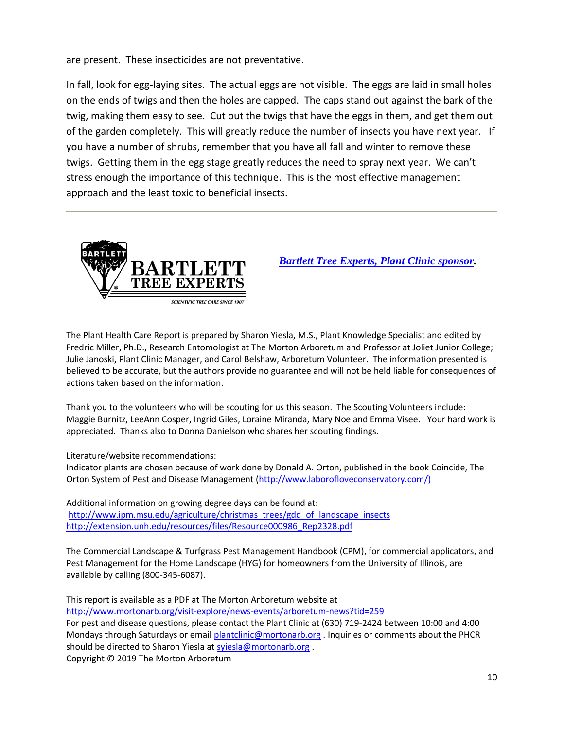are present. These insecticides are not preventative.

In fall, look for egg-laying sites. The actual eggs are not visible. The eggs are laid in small holes on the ends of twigs and then the holes are capped. The caps stand out against the bark of the twig, making them easy to see. Cut out the twigs that have the eggs in them, and get them out of the garden completely. This will greatly reduce the number of insects you have next year. If you have a number of shrubs, remember that you have all fall and winter to remove these twigs. Getting them in the egg stage greatly reduces the need to spray next year. We can't stress enough the importance of this technique. This is the most effective management approach and the least toxic to beneficial insects.

---

BARTLETT TREE EXPERTS
SCIENTIFIC TREE CARE SINCE 1907

***Bartlett Tree Experts, Plant Clinic sponsor.***

The Plant Health Care Report is prepared by Sharon Yiesla, M.S., Plant Knowledge Specialist and edited by Fredric Miller, Ph.D., Research Entomologist at The Morton Arboretum and Professor at Joliet Junior College; Julie Janoski, Plant Clinic Manager, and Carol Belshaw, Arboretum Volunteer. The information presented is believed to be accurate, but the authors provide no guarantee and will not be held liable for consequences of actions taken based on the information.

Thank you to the volunteers who will be scouting for us this season. The Scouting Volunteers include: Maggie Burnitz, LeeAnn Cosper, Ingrid Giles, Loraine Miranda, Mary Noe and Emma Visee. Your hard work is appreciated. Thanks also to Donna Danielson who shares her scouting findings.

Literature/website recommendations:
Indicator plants are chosen because of work done by Donald A. Orton, published in the book Coincide, The Orton System of Pest and Disease Management (http://www.laborofloveconservatory.com/)

Additional information on growing degree days can be found at:
http://www.ipm.msu.edu/agriculture/christmas_trees/gdd_of_landscape_insects
http://extension.unh.edu/resources/files/Resource000986_Rep2328.pdf

The Commercial Landscape & Turfgrass Pest Management Handbook (CPM), for commercial applicators, and Pest Management for the Home Landscape (HYG) for homeowners from the University of Illinois, are available by calling (800-345-6087).

This report is available as a PDF at The Morton Arboretum website at
http://www.mortonarb.org/visit-explore/news-events/arboretum-news?tid=259
For pest and disease questions, please contact the Plant Clinic at (630) 719-2424 between 10:00 and 4:00 Mondays through Saturdays or email plantclinic@mortonarb.org . Inquiries or comments about the PHCR should be directed to Sharon Yiesla at syiesla@mortonarb.org .
Copyright © 2019 The Morton Arboretum